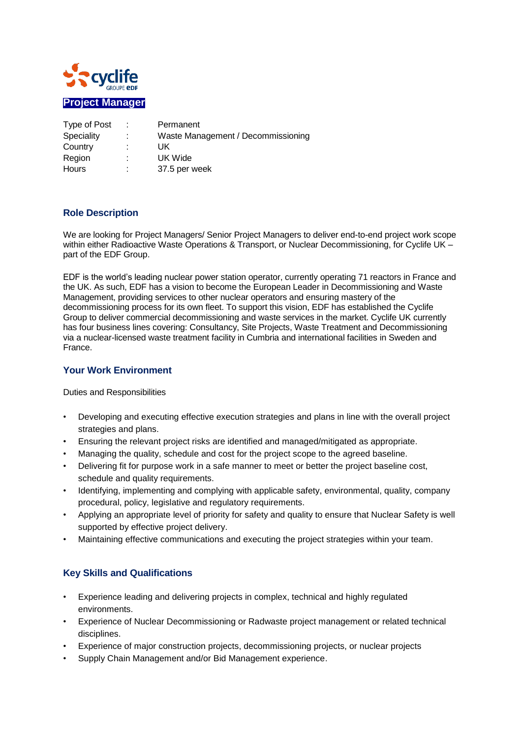# Project Manager

| Type of Post | : | Permanent |
|---|---|---|
| Speciality | : | Waste Management / Decommissioning |
| Country | : | UK |
| Region | : | UK Wide |
| Hours | : | 37.5 per week |

## Role Description

We are looking for Project Managers/ Senior Project Managers to deliver end-to-end project work scope within either Radioactive Waste Operations & Transport, or Nuclear Decommissioning, for Cyclife UK – part of the EDF Group.

EDF is the world's leading nuclear power station operator, currently operating 71 reactors in France and the UK. As such, EDF has a vision to become the European Leader in Decommissioning and Waste Management, providing services to other nuclear operators and ensuring mastery of the decommissioning process for its own fleet. To support this vision, EDF has established the Cyclife Group to deliver commercial decommissioning and waste services in the market. Cyclife UK currently has four business lines covering: Consultancy, Site Projects, Waste Treatment and Decommissioning via a nuclear-licensed waste treatment facility in Cumbria and international facilities in Sweden and France.

## Your Work Environment

Duties and Responsibilities

- Developing and executing effective execution strategies and plans in line with the overall project strategies and plans.
- Ensuring the relevant project risks are identified and managed/mitigated as appropriate.
- Managing the quality, schedule and cost for the project scope to the agreed baseline.
- Delivering fit for purpose work in a safe manner to meet or better the project baseline cost, schedule and quality requirements.
- Identifying, implementing and complying with applicable safety, environmental, quality, company procedural, policy, legislative and regulatory requirements.
- Applying an appropriate level of priority for safety and quality to ensure that Nuclear Safety is well supported by effective project delivery.
- Maintaining effective communications and executing the project strategies within your team.

## Key Skills and Qualifications

- Experience leading and delivering projects in complex, technical and highly regulated environments.
- Experience of Nuclear Decommissioning or Radwaste project management or related technical disciplines.
- Experience of major construction projects, decommissioning projects, or nuclear projects
- Supply Chain Management and/or Bid Management experience.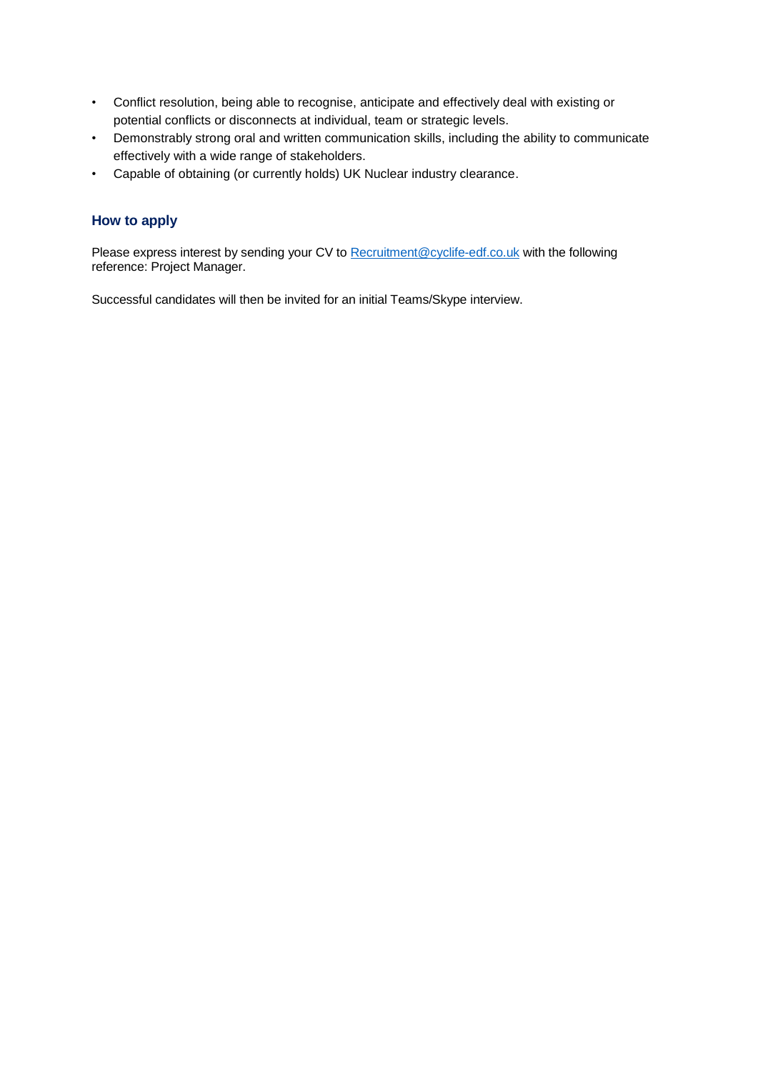- Conflict resolution, being able to recognise, anticipate and effectively deal with existing or potential conflicts or disconnects at individual, team or strategic levels.
- Demonstrably strong oral and written communication skills, including the ability to communicate effectively with a wide range of stakeholders.
- Capable of obtaining (or currently holds) UK Nuclear industry clearance.

## How to apply

Please express interest by sending your CV to Recruitment@cyclife-edf.co.uk with the following reference: Project Manager.

Successful candidates will then be invited for an initial Teams/Skype interview.